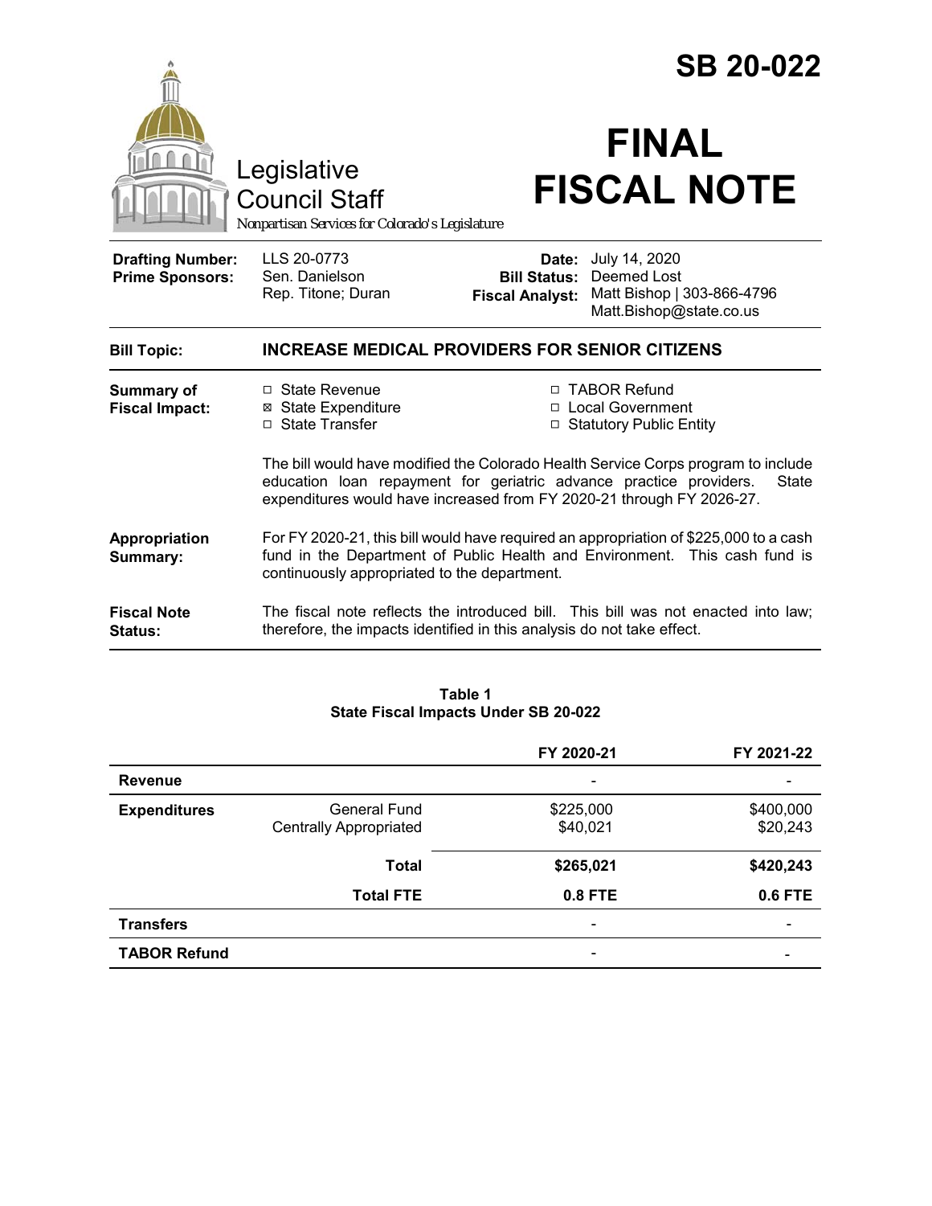# SB 20-022

Legislative Council Staff

*Nonpartisan Services for Colorado's Legislature*

# FINAL FISCAL NOTE

| | | | |
|---|---|---|---|
| **Drafting Number:** | LLS 20-0773 | **Date:** | July 14, 2020 |
| **Prime Sponsors:** | Sen. Danielson | **Bill Status:** | Deemed Lost |
| | Rep. Titone; Duran | **Fiscal Analyst:** | Matt Bishop \| 303-866-4796 |
| | | | Matt.Bishop@state.co.us |

**Bill Topic:** **INCREASE MEDICAL PROVIDERS FOR SENIOR CITIZENS**

**Summary of Fiscal Impact:**

- ☐ State Revenue
- ☒ State Expenditure
- ☐ State Transfer
- ☐ TABOR Refund
- ☐ Local Government
- ☐ Statutory Public Entity

The bill would have modified the Colorado Health Service Corps program to include education loan repayment for geriatric advance practice providers. State expenditures would have increased from FY 2020-21 through FY 2026-27.

**Appropriation Summary:** For FY 2020-21, this bill would have required an appropriation of $225,000 to a cash fund in the Department of Public Health and Environment. This cash fund is continuously appropriated to the department.

**Fiscal Note Status:** The fiscal note reflects the introduced bill. This bill was not enacted into law; therefore, the impacts identified in this analysis do not take effect.

**Table 1**
**State Fiscal Impacts Under SB 20-022**

| | | FY 2020-21 | FY 2021-22 |
|---|---|---|---|
| **Revenue** | | - | - |
| **Expenditures** | General Fund | $225,000 | $400,000 |
| | Centrally Appropriated | $40,021 | $20,243 |
| | **Total** | **$265,021** | **$420,243** |
| | **Total FTE** | **0.8 FTE** | **0.6 FTE** |
| **Transfers** | | - | - |
| **TABOR Refund** | | - | - |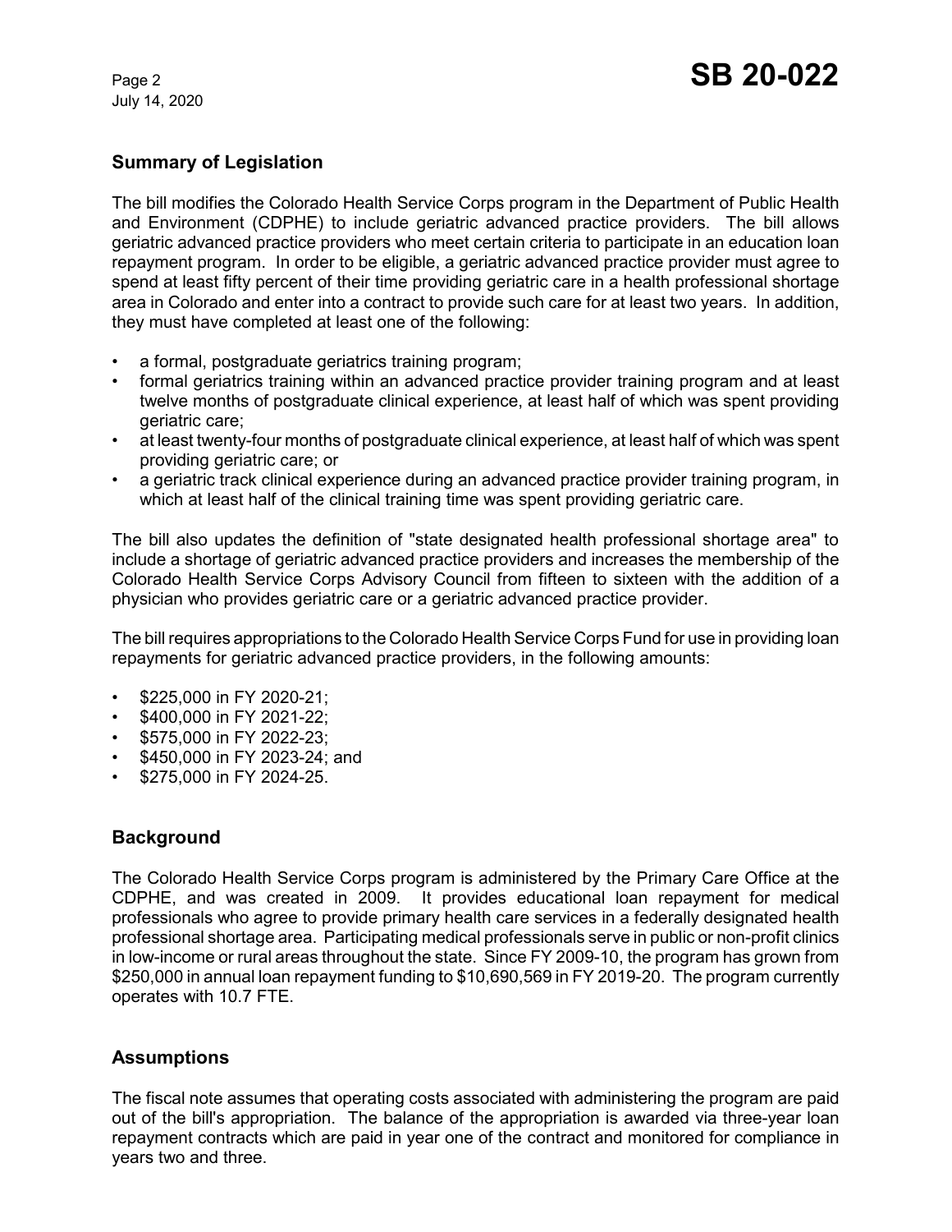## Summary of Legislation

The bill modifies the Colorado Health Service Corps program in the Department of Public Health and Environment (CDPHE) to include geriatric advanced practice providers. The bill allows geriatric advanced practice providers who meet certain criteria to participate in an education loan repayment program. In order to be eligible, a geriatric advanced practice provider must agree to spend at least fifty percent of their time providing geriatric care in a health professional shortage area in Colorado and enter into a contract to provide such care for at least two years. In addition, they must have completed at least one of the following:

- a formal, postgraduate geriatrics training program;
- formal geriatrics training within an advanced practice provider training program and at least twelve months of postgraduate clinical experience, at least half of which was spent providing geriatric care;
- at least twenty-four months of postgraduate clinical experience, at least half of which was spent providing geriatric care; or
- a geriatric track clinical experience during an advanced practice provider training program, in which at least half of the clinical training time was spent providing geriatric care.

The bill also updates the definition of "state designated health professional shortage area" to include a shortage of geriatric advanced practice providers and increases the membership of the Colorado Health Service Corps Advisory Council from fifteen to sixteen with the addition of a physician who provides geriatric care or a geriatric advanced practice provider.

The bill requires appropriations to the Colorado Health Service Corps Fund for use in providing loan repayments for geriatric advanced practice providers, in the following amounts:

- $225,000 in FY 2020-21;
- $400,000 in FY 2021-22;
- $575,000 in FY 2022-23;
- $450,000 in FY 2023-24; and
- $275,000 in FY 2024-25.

## Background

The Colorado Health Service Corps program is administered by the Primary Care Office at the CDPHE, and was created in 2009. It provides educational loan repayment for medical professionals who agree to provide primary health care services in a federally designated health professional shortage area. Participating medical professionals serve in public or non-profit clinics in low-income or rural areas throughout the state. Since FY 2009-10, the program has grown from $250,000 in annual loan repayment funding to $10,690,569 in FY 2019-20. The program currently operates with 10.7 FTE.

## Assumptions

The fiscal note assumes that operating costs associated with administering the program are paid out of the bill's appropriation. The balance of the appropriation is awarded via three-year loan repayment contracts which are paid in year one of the contract and monitored for compliance in years two and three.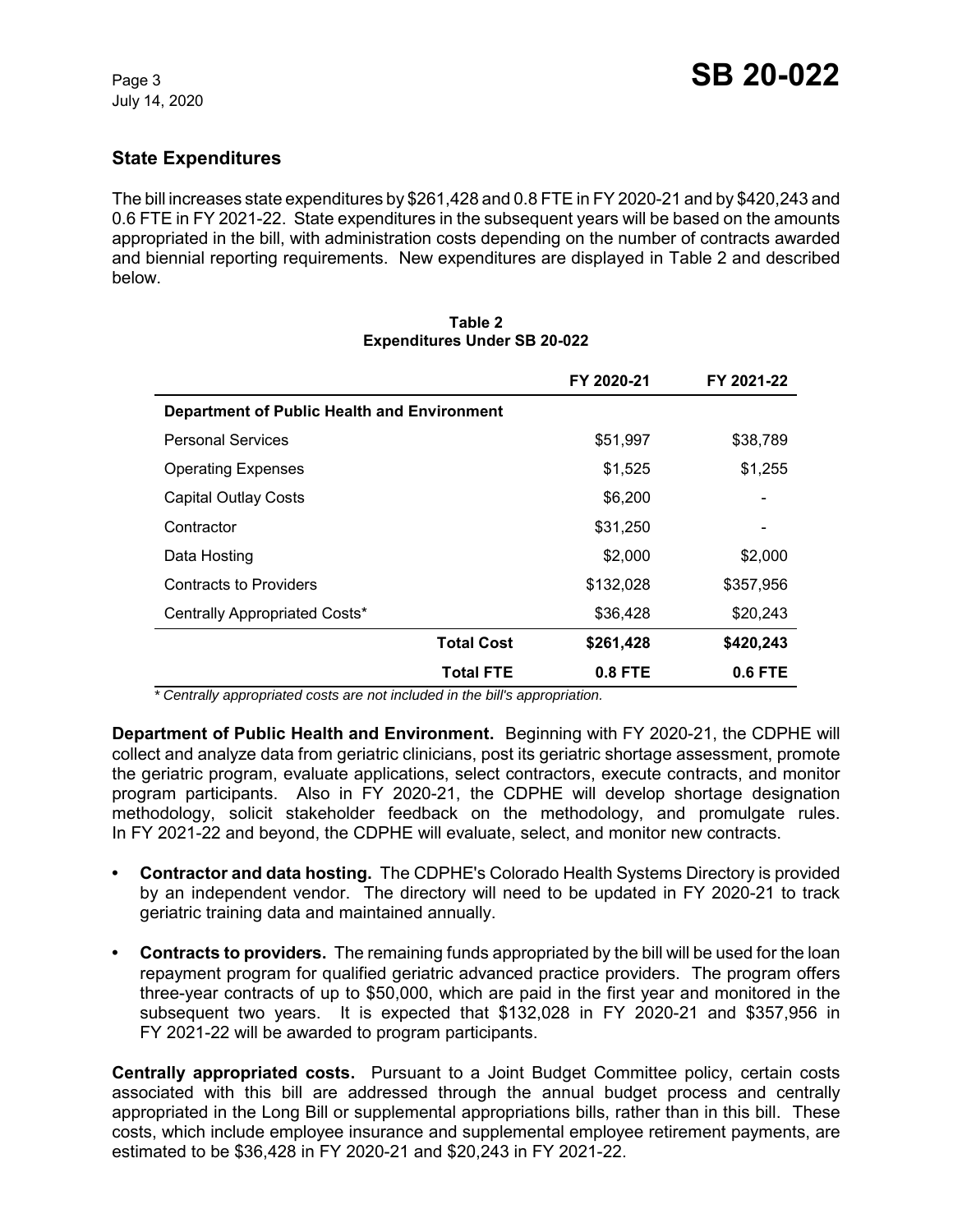## State Expenditures

The bill increases state expenditures by $261,428 and 0.8 FTE in FY 2020-21 and by $420,243 and 0.6 FTE in FY 2021-22. State expenditures in the subsequent years will be based on the amounts appropriated in the bill, with administration costs depending on the number of contracts awarded and biennial reporting requirements. New expenditures are displayed in Table 2 and described below.

**Table 2**
**Expenditures Under SB 20-022**

| | FY 2020-21 | FY 2021-22 |
|---|---|---|
| **Department of Public Health and Environment** | | |
| Personal Services | $51,997 | $38,789 |
| Operating Expenses | $1,525 | $1,255 |
| Capital Outlay Costs | $6,200 | - |
| Contractor | $31,250 | - |
| Data Hosting | $2,000 | $2,000 |
| Contracts to Providers | $132,028 | $357,956 |
| Centrally Appropriated Costs* | $36,428 | $20,243 |
| **Total Cost** | **$261,428** | **$420,243** |
| **Total FTE** | **0.8 FTE** | **0.6 FTE** |

*\* Centrally appropriated costs are not included in the bill's appropriation.*

**Department of Public Health and Environment.** Beginning with FY 2020-21, the CDPHE will collect and analyze data from geriatric clinicians, post its geriatric shortage assessment, promote the geriatric program, evaluate applications, select contractors, execute contracts, and monitor program participants. Also in FY 2020-21, the CDPHE will develop shortage designation methodology, solicit stakeholder feedback on the methodology, and promulgate rules. In FY 2021-22 and beyond, the CDPHE will evaluate, select, and monitor new contracts.

- **Contractor and data hosting.** The CDPHE's Colorado Health Systems Directory is provided by an independent vendor. The directory will need to be updated in FY 2020-21 to track geriatric training data and maintained annually.
- **Contracts to providers.** The remaining funds appropriated by the bill will be used for the loan repayment program for qualified geriatric advanced practice providers. The program offers three-year contracts of up to $50,000, which are paid in the first year and monitored in the subsequent two years. It is expected that $132,028 in FY 2020-21 and $357,956 in FY 2021-22 will be awarded to program participants.

**Centrally appropriated costs.** Pursuant to a Joint Budget Committee policy, certain costs associated with this bill are addressed through the annual budget process and centrally appropriated in the Long Bill or supplemental appropriations bills, rather than in this bill. These costs, which include employee insurance and supplemental employee retirement payments, are estimated to be $36,428 in FY 2020-21 and $20,243 in FY 2021-22.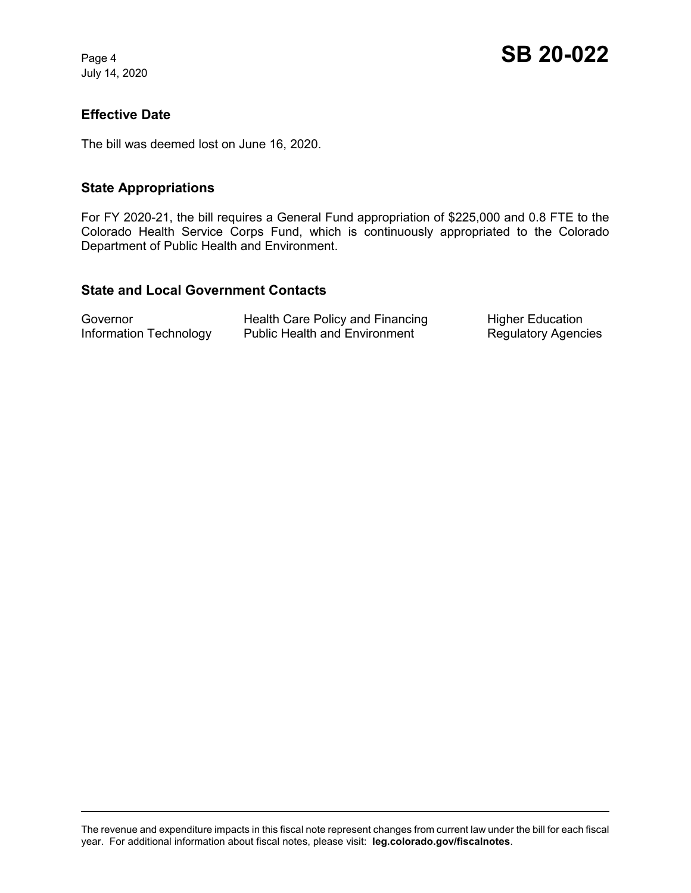## Effective Date

The bill was deemed lost on June 16, 2020.

## State Appropriations

For FY 2020-21, the bill requires a General Fund appropriation of $225,000 and 0.8 FTE to the Colorado Health Service Corps Fund, which is continuously appropriated to the Colorado Department of Public Health and Environment.

## State and Local Government Contacts

| | | |
|---|---|---|
| Governor | Health Care Policy and Financing | Higher Education |
| Information Technology | Public Health and Environment | Regulatory Agencies |

The revenue and expenditure impacts in this fiscal note represent changes from current law under the bill for each fiscal year. For additional information about fiscal notes, please visit: **leg.colorado.gov/fiscalnotes**.